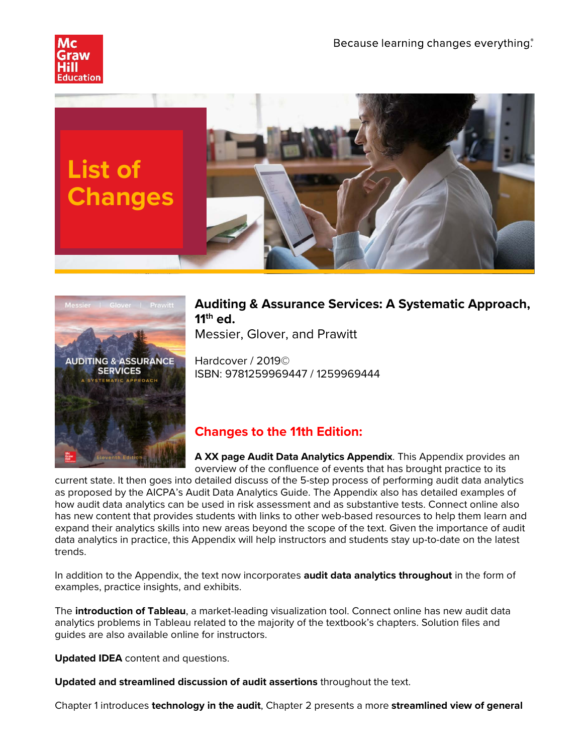Because learning changes everything.®

# List of Changes

## Auditing & Assurance Services: A Systematic Approach, 11th ed.

Messier, Glover, and Prawitt

Hardcover / 2019©
ISBN: 9781259969447 / 1259969444

## Changes to the 11th Edition:

**A XX page Audit Data Analytics Appendix**. This Appendix provides an overview of the confluence of events that has brought practice to its current state. It then goes into detailed discuss of the 5-step process of performing audit data analytics as proposed by the AICPA's Audit Data Analytics Guide. The Appendix also has detailed examples of how audit data analytics can be used in risk assessment and as substantive tests. Connect online also has new content that provides students with links to other web-based resources to help them learn and expand their analytics skills into new areas beyond the scope of the text. Given the importance of audit data analytics in practice, this Appendix will help instructors and students stay up-to-date on the latest trends.

In addition to the Appendix, the text now incorporates **audit data analytics throughout** in the form of examples, practice insights, and exhibits.

The **introduction of Tableau**, a market-leading visualization tool. Connect online has new audit data analytics problems in Tableau related to the majority of the textbook's chapters. Solution files and guides are also available online for instructors.

**Updated IDEA** content and questions.

**Updated and streamlined discussion of audit assertions** throughout the text.

Chapter 1 introduces **technology in the audit**, Chapter 2 presents a more **streamlined view of general**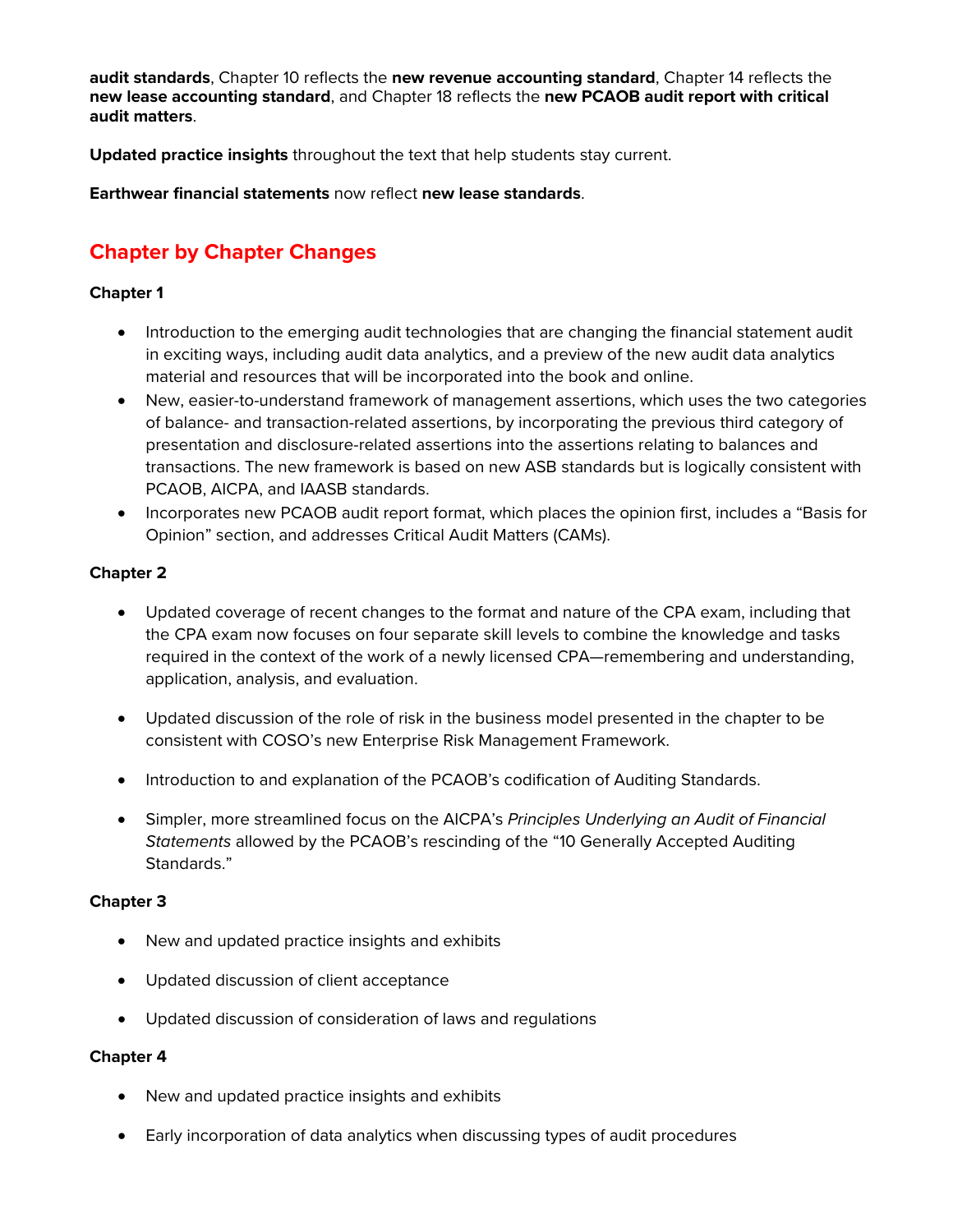**audit standards**, Chapter 10 reflects the **new revenue accounting standard**, Chapter 14 reflects the **new lease accounting standard**, and Chapter 18 reflects the **new PCAOB audit report with critical audit matters**.

**Updated practice insights** throughout the text that help students stay current.

**Earthwear financial statements** now reflect **new lease standards**.

## Chapter by Chapter Changes

**Chapter 1**

- Introduction to the emerging audit technologies that are changing the financial statement audit in exciting ways, including audit data analytics, and a preview of the new audit data analytics material and resources that will be incorporated into the book and online.
- New, easier-to-understand framework of management assertions, which uses the two categories of balance- and transaction-related assertions, by incorporating the previous third category of presentation and disclosure-related assertions into the assertions relating to balances and transactions. The new framework is based on new ASB standards but is logically consistent with PCAOB, AICPA, and IAASB standards.
- Incorporates new PCAOB audit report format, which places the opinion first, includes a "Basis for Opinion" section, and addresses Critical Audit Matters (CAMs).

**Chapter 2**

- Updated coverage of recent changes to the format and nature of the CPA exam, including that the CPA exam now focuses on four separate skill levels to combine the knowledge and tasks required in the context of the work of a newly licensed CPA—remembering and understanding, application, analysis, and evaluation.
- Updated discussion of the role of risk in the business model presented in the chapter to be consistent with COSO's new Enterprise Risk Management Framework.
- Introduction to and explanation of the PCAOB's codification of Auditing Standards.
- Simpler, more streamlined focus on the AICPA's *Principles Underlying an Audit of Financial Statements* allowed by the PCAOB's rescinding of the "10 Generally Accepted Auditing Standards."

**Chapter 3**

- New and updated practice insights and exhibits
- Updated discussion of client acceptance
- Updated discussion of consideration of laws and regulations

**Chapter 4**

- New and updated practice insights and exhibits
- Early incorporation of data analytics when discussing types of audit procedures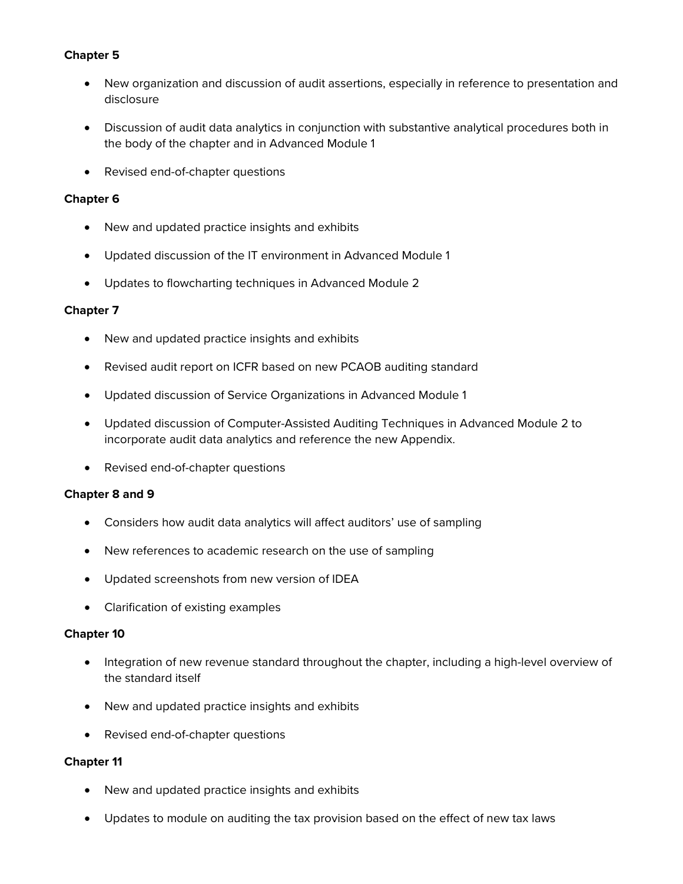**Chapter 5**

- New organization and discussion of audit assertions, especially in reference to presentation and disclosure
- Discussion of audit data analytics in conjunction with substantive analytical procedures both in the body of the chapter and in Advanced Module 1
- Revised end-of-chapter questions

**Chapter 6**

- New and updated practice insights and exhibits
- Updated discussion of the IT environment in Advanced Module 1
- Updates to flowcharting techniques in Advanced Module 2

**Chapter 7**

- New and updated practice insights and exhibits
- Revised audit report on ICFR based on new PCAOB auditing standard
- Updated discussion of Service Organizations in Advanced Module 1
- Updated discussion of Computer-Assisted Auditing Techniques in Advanced Module 2 to incorporate audit data analytics and reference the new Appendix.
- Revised end-of-chapter questions

**Chapter 8 and 9**

- Considers how audit data analytics will affect auditors' use of sampling
- New references to academic research on the use of sampling
- Updated screenshots from new version of IDEA
- Clarification of existing examples

**Chapter 10**

- Integration of new revenue standard throughout the chapter, including a high-level overview of the standard itself
- New and updated practice insights and exhibits
- Revised end-of-chapter questions

**Chapter 11**

- New and updated practice insights and exhibits
- Updates to module on auditing the tax provision based on the effect of new tax laws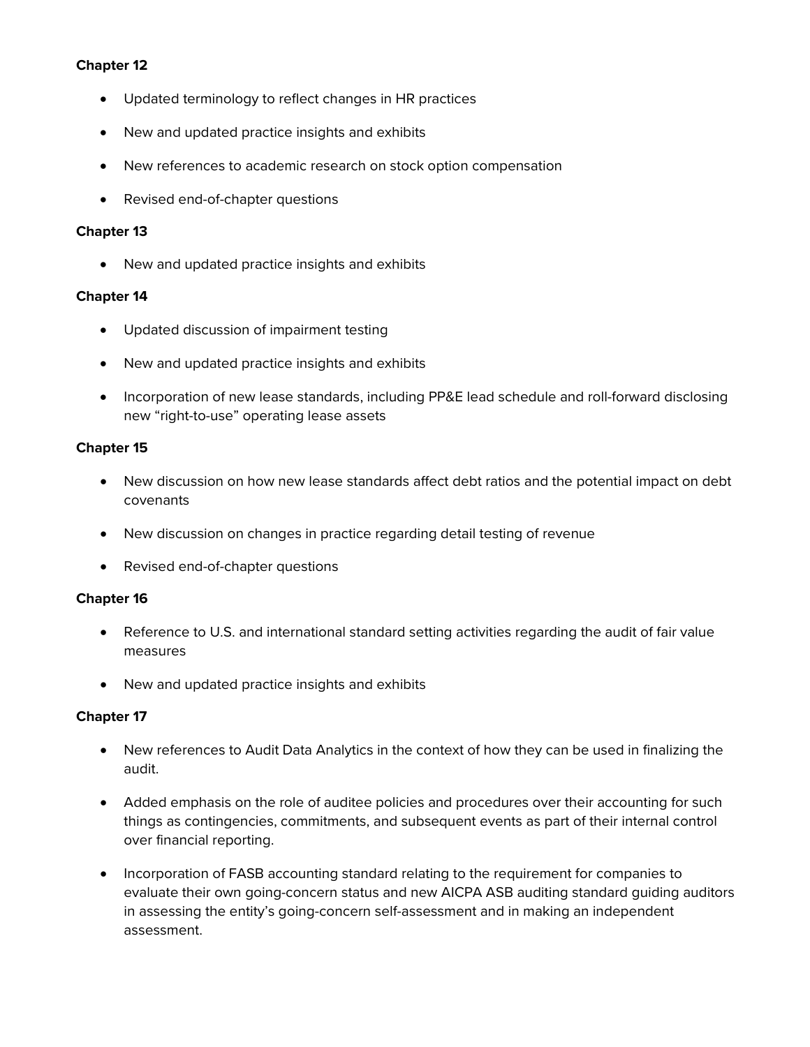**Chapter 12**

- Updated terminology to reflect changes in HR practices
- New and updated practice insights and exhibits
- New references to academic research on stock option compensation
- Revised end-of-chapter questions

**Chapter 13**

- New and updated practice insights and exhibits

**Chapter 14**

- Updated discussion of impairment testing
- New and updated practice insights and exhibits
- Incorporation of new lease standards, including PP&E lead schedule and roll-forward disclosing new "right-to-use" operating lease assets

**Chapter 15**

- New discussion on how new lease standards affect debt ratios and the potential impact on debt covenants
- New discussion on changes in practice regarding detail testing of revenue
- Revised end-of-chapter questions

**Chapter 16**

- Reference to U.S. and international standard setting activities regarding the audit of fair value measures
- New and updated practice insights and exhibits

**Chapter 17**

- New references to Audit Data Analytics in the context of how they can be used in finalizing the audit.
- Added emphasis on the role of auditee policies and procedures over their accounting for such things as contingencies, commitments, and subsequent events as part of their internal control over financial reporting.
- Incorporation of FASB accounting standard relating to the requirement for companies to evaluate their own going-concern status and new AICPA ASB auditing standard guiding auditors in assessing the entity's going-concern self-assessment and in making an independent assessment.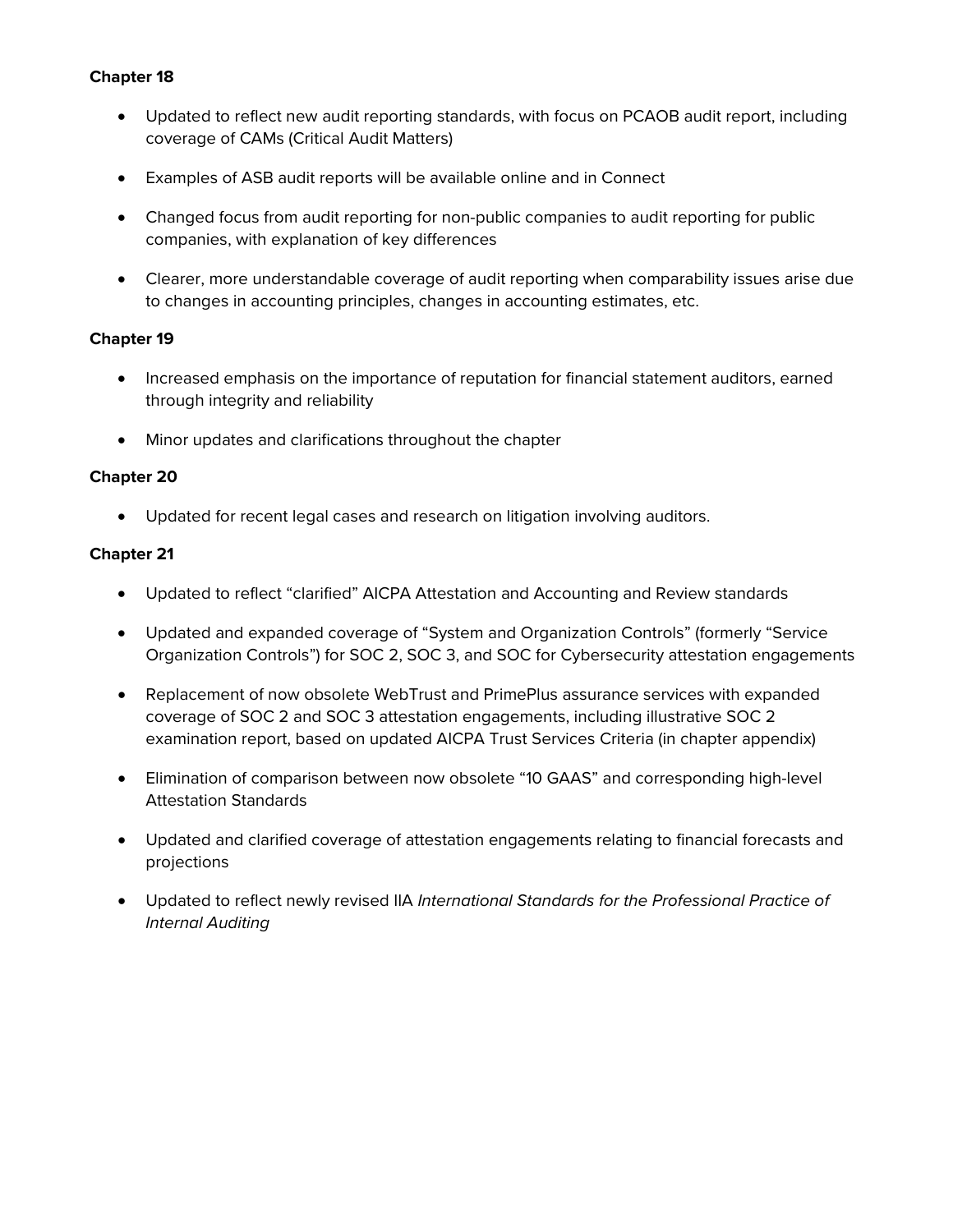**Chapter 18**

- Updated to reflect new audit reporting standards, with focus on PCAOB audit report, including coverage of CAMs (Critical Audit Matters)
- Examples of ASB audit reports will be available online and in Connect
- Changed focus from audit reporting for non-public companies to audit reporting for public companies, with explanation of key differences
- Clearer, more understandable coverage of audit reporting when comparability issues arise due to changes in accounting principles, changes in accounting estimates, etc.

**Chapter 19**

- Increased emphasis on the importance of reputation for financial statement auditors, earned through integrity and reliability
- Minor updates and clarifications throughout the chapter

**Chapter 20**

- Updated for recent legal cases and research on litigation involving auditors.

**Chapter 21**

- Updated to reflect "clarified" AICPA Attestation and Accounting and Review standards
- Updated and expanded coverage of "System and Organization Controls" (formerly "Service Organization Controls") for SOC 2, SOC 3, and SOC for Cybersecurity attestation engagements
- Replacement of now obsolete WebTrust and PrimePlus assurance services with expanded coverage of SOC 2 and SOC 3 attestation engagements, including illustrative SOC 2 examination report, based on updated AICPA Trust Services Criteria (in chapter appendix)
- Elimination of comparison between now obsolete "10 GAAS" and corresponding high-level Attestation Standards
- Updated and clarified coverage of attestation engagements relating to financial forecasts and projections
- Updated to reflect newly revised IIA *International Standards for the Professional Practice of Internal Auditing*